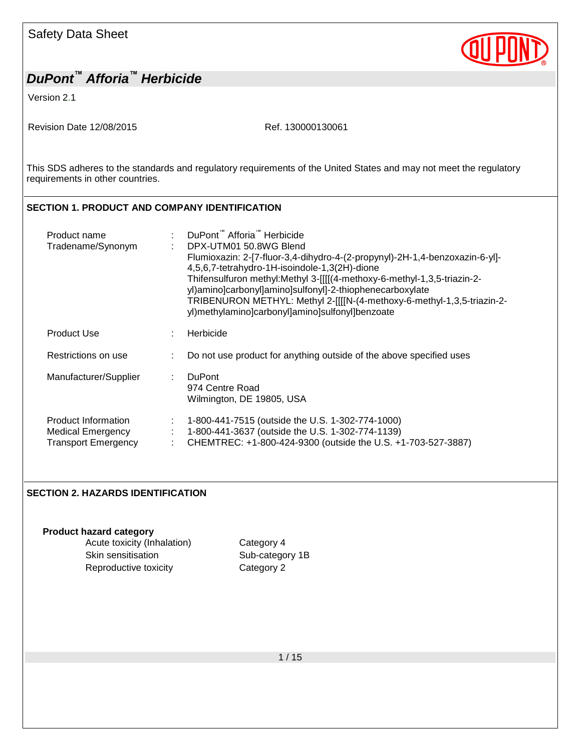Safety Data Sheet

# DuPont™ Afforia™ Herbicide

Version 2.1

Revision Date 12/08/2015 Ref. 130000130061

This SDS adheres to the standards and regulatory requirements of the United States and may not meet the regulatory requirements in other countries.

## SECTION 1. PRODUCT AND COMPANY IDENTIFICATION

| | | |
|---|---|---|
| Product name | : | DuPont™ Afforia™ Herbicide |
| Tradename/Synonym | : | DPX-UTM01 50.8WG Blend<br>Flumioxazin: 2-[7-fluor-3,4-dihydro-4-(2-propynyl)-2H-1,4-benzoxazin-6-yl]-4,5,6,7-tetrahydro-1H-isoindole-1,3(2H)-dione<br>Thifensulfuron methyl:Methyl 3-[[[[(4-methoxy-6-methyl-1,3,5-triazin-2-yl)amino]carbonyl]amino]sulfonyl]-2-thiophenecarboxylate<br>TRIBENURON METHYL: Methyl 2-[[[[N-(4-methoxy-6-methyl-1,3,5-triazin-2-yl)methylamino]carbonyl]amino]sulfonyl]benzoate |
| Product Use | : | Herbicide |
| Restrictions on use | : | Do not use product for anything outside of the above specified uses |
| Manufacturer/Supplier | : | DuPont<br>974 Centre Road<br>Wilmington, DE 19805, USA |
| Product Information | : | 1-800-441-7515 (outside the U.S. 1-302-774-1000) |
| Medical Emergency | : | 1-800-441-3637 (outside the U.S. 1-302-774-1139) |
| Transport Emergency | : | CHEMTREC: +1-800-424-9300 (outside the U.S. +1-703-527-3887) |

## SECTION 2. HAZARDS IDENTIFICATION

**Product hazard category**

| | |
|---|---|
| Acute toxicity (Inhalation) | Category 4 |
| Skin sensitisation | Sub-category 1B |
| Reproductive toxicity | Category 2 |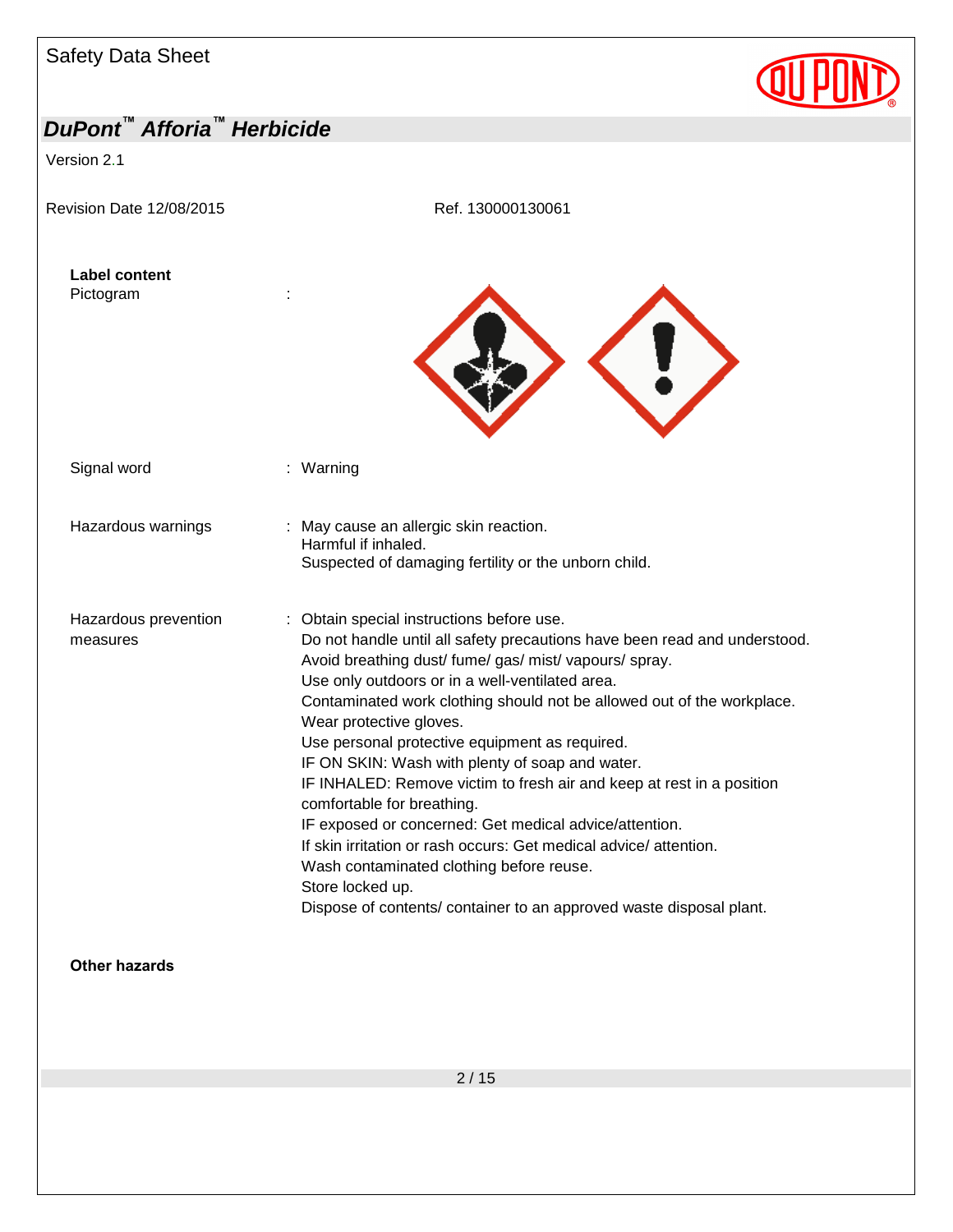**Label content**

Pictogram :

Signal word : Warning

Hazardous warnings : May cause an allergic skin reaction.
Harmful if inhaled.
Suspected of damaging fertility or the unborn child.

Hazardous prevention measures : Obtain special instructions before use.
Do not handle until all safety precautions have been read and understood.
Avoid breathing dust/ fume/ gas/ mist/ vapours/ spray.
Use only outdoors or in a well-ventilated area.
Contaminated work clothing should not be allowed out of the workplace.
Wear protective gloves.
Use personal protective equipment as required.
IF ON SKIN: Wash with plenty of soap and water.
IF INHALED: Remove victim to fresh air and keep at rest in a position comfortable for breathing.
IF exposed or concerned: Get medical advice/attention.
If skin irritation or rash occurs: Get medical advice/ attention.
Wash contaminated clothing before reuse.
Store locked up.
Dispose of contents/ container to an approved waste disposal plant.

**Other hazards**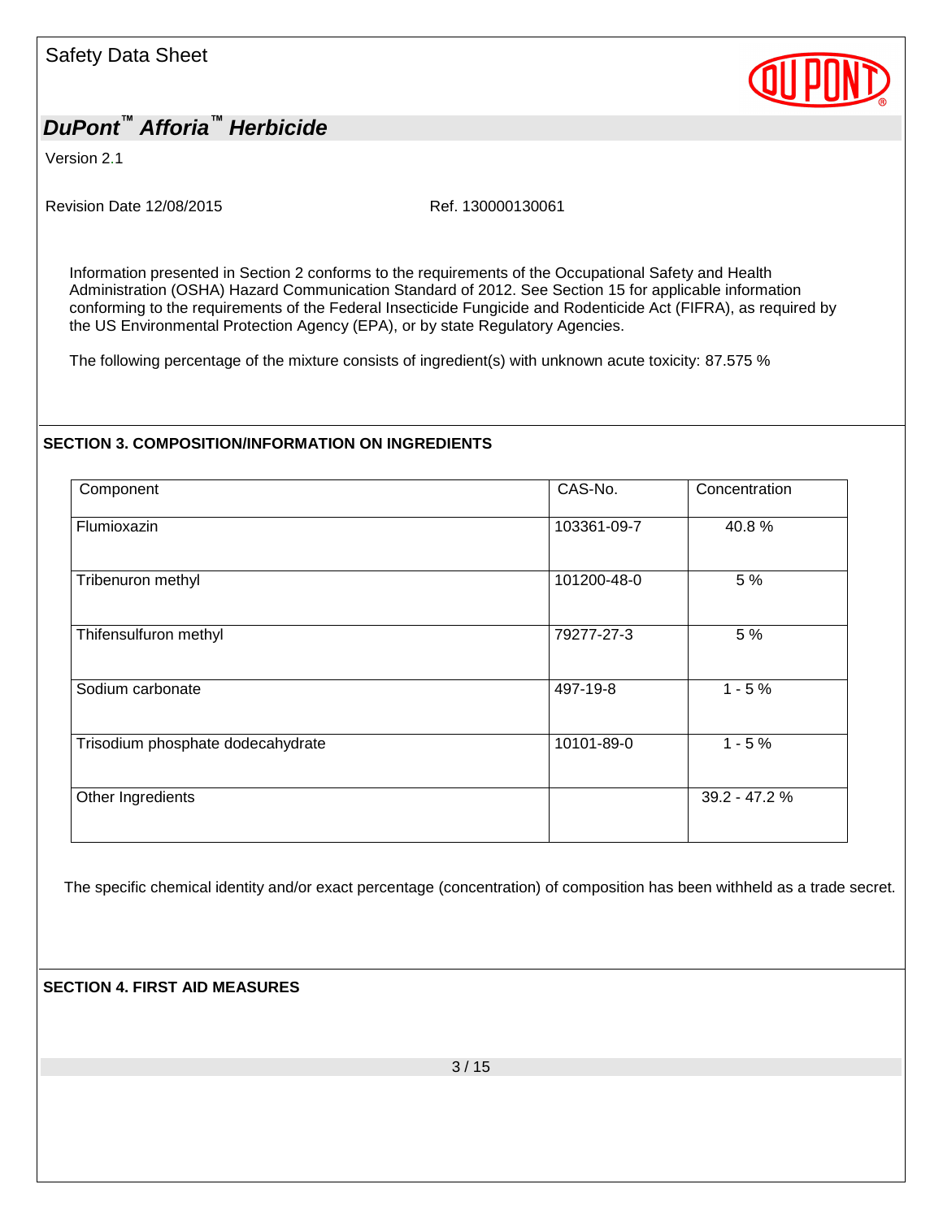Information presented in Section 2 conforms to the requirements of the Occupational Safety and Health Administration (OSHA) Hazard Communication Standard of 2012. See Section 15 for applicable information conforming to the requirements of the Federal Insecticide Fungicide and Rodenticide Act (FIFRA), as required by the US Environmental Protection Agency (EPA), or by state Regulatory Agencies.

The following percentage of the mixture consists of ingredient(s) with unknown acute toxicity: 87.575 %

## SECTION 3. COMPOSITION/INFORMATION ON INGREDIENTS

| Component | CAS-No. | Concentration |
|---|---|---|
| Flumioxazin | 103361-09-7 | 40.8 % |
| Tribenuron methyl | 101200-48-0 | 5 % |
| Thifensulfuron methyl | 79277-27-3 | 5 % |
| Sodium carbonate | 497-19-8 | 1 - 5 % |
| Trisodium phosphate dodecahydrate | 10101-89-0 | 1 - 5 % |
| Other Ingredients | | 39.2 - 47.2 % |

The specific chemical identity and/or exact percentage (concentration) of composition has been withheld as a trade secret.

## SECTION 4. FIRST AID MEASURES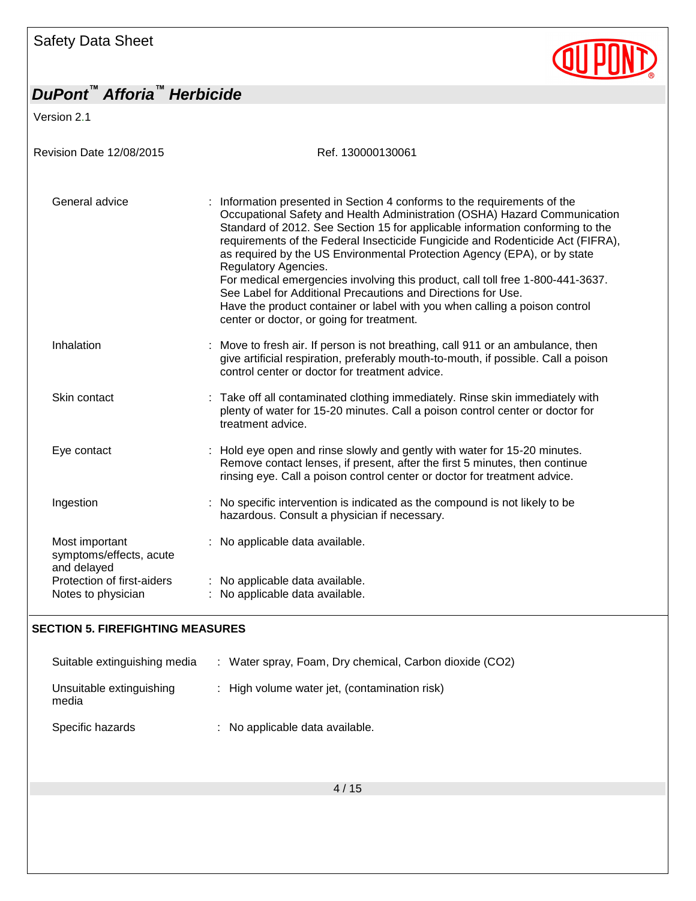| | |
|---|---|
| General advice | : Information presented in Section 4 conforms to the requirements of the Occupational Safety and Health Administration (OSHA) Hazard Communication Standard of 2012. See Section 15 for applicable information conforming to the requirements of the Federal Insecticide Fungicide and Rodenticide Act (FIFRA), as required by the US Environmental Protection Agency (EPA), or by state Regulatory Agencies. For medical emergencies involving this product, call toll free 1-800-441-3637. See Label for Additional Precautions and Directions for Use. Have the product container or label with you when calling a poison control center or doctor, or going for treatment. |
| Inhalation | : Move to fresh air. If person is not breathing, call 911 or an ambulance, then give artificial respiration, preferably mouth-to-mouth, if possible. Call a poison control center or doctor for treatment advice. |
| Skin contact | : Take off all contaminated clothing immediately. Rinse skin immediately with plenty of water for 15-20 minutes. Call a poison control center or doctor for treatment advice. |
| Eye contact | : Hold eye open and rinse slowly and gently with water for 15-20 minutes. Remove contact lenses, if present, after the first 5 minutes, then continue rinsing eye. Call a poison control center or doctor for treatment advice. |
| Ingestion | : No specific intervention is indicated as the compound is not likely to be hazardous. Consult a physician if necessary. |
| Most important symptoms/effects, acute and delayed | : No applicable data available. |
| Protection of first-aiders | : No applicable data available. |
| Notes to physician | : No applicable data available. |

## SECTION 5. FIREFIGHTING MEASURES

| | |
|---|---|
| Suitable extinguishing media | : Water spray, Foam, Dry chemical, Carbon dioxide ($CO_2$) |
| Unsuitable extinguishing media | : High volume water jet, (contamination risk) |
| Specific hazards | : No applicable data available. |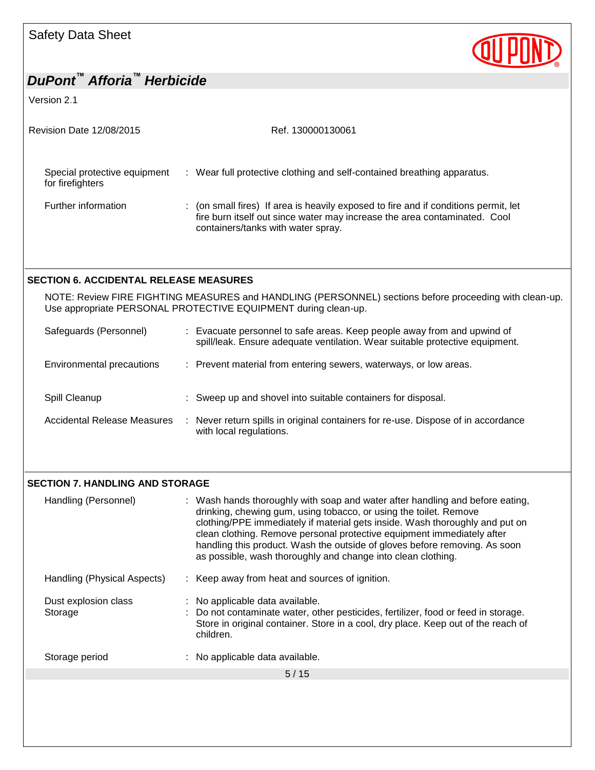| | | |
|---|---|---|
| Special protective equipment for firefighters | : | Wear full protective clothing and self-contained breathing apparatus. |
| Further information | : | (on small fires) If area is heavily exposed to fire and if conditions permit, let fire burn itself out since water may increase the area contaminated. Cool containers/tanks with water spray. |

## SECTION 6. ACCIDENTAL RELEASE MEASURES

NOTE: Review FIRE FIGHTING MEASURES and HANDLING (PERSONNEL) sections before proceeding with clean-up. Use appropriate PERSONAL PROTECTIVE EQUIPMENT during clean-up.

| | | |
|---|---|---|
| Safeguards (Personnel) | : | Evacuate personnel to safe areas. Keep people away from and upwind of spill/leak. Ensure adequate ventilation. Wear suitable protective equipment. |
| Environmental precautions | : | Prevent material from entering sewers, waterways, or low areas. |
| Spill Cleanup | : | Sweep up and shovel into suitable containers for disposal. |
| Accidental Release Measures | : | Never return spills in original containers for re-use. Dispose of in accordance with local regulations. |

## SECTION 7. HANDLING AND STORAGE

| | | |
|---|---|---|
| Handling (Personnel) | : | Wash hands thoroughly with soap and water after handling and before eating, drinking, chewing gum, using tobacco, or using the toilet. Remove clothing/PPE immediately if material gets inside. Wash thoroughly and put on clean clothing. Remove personal protective equipment immediately after handling this product. Wash the outside of gloves before removing. As soon as possible, wash thoroughly and change into clean clothing. |
| Handling (Physical Aspects) | : | Keep away from heat and sources of ignition. |
| Dust explosion class | : | No applicable data available. |
| Storage | : | Do not contaminate water, other pesticides, fertilizer, food or feed in storage. Store in original container. Store in a cool, dry place. Keep out of the reach of children. |
| Storage period | : | No applicable data available. |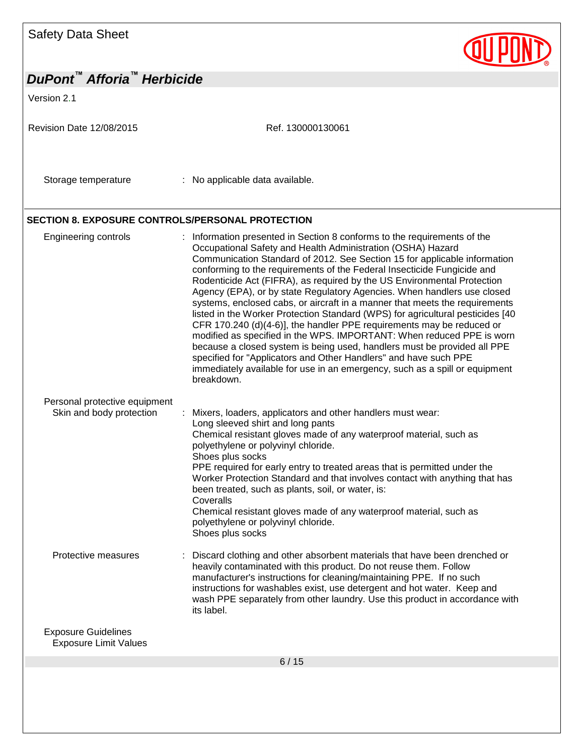Storage temperature : No applicable data available.

## SECTION 8. EXPOSURE CONTROLS/PERSONAL PROTECTION

**Engineering controls** : Information presented in Section 8 conforms to the requirements of the Occupational Safety and Health Administration (OSHA) Hazard Communication Standard of 2012. See Section 15 for applicable information conforming to the requirements of the Federal Insecticide Fungicide and Rodenticide Act (FIFRA), as required by the US Environmental Protection Agency (EPA), or by state Regulatory Agencies. When handlers use closed systems, enclosed cabs, or aircraft in a manner that meets the requirements listed in the Worker Protection Standard (WPS) for agricultural pesticides [40 CFR 170.240 (d)(4-6)], the handler PPE requirements may be reduced or modified as specified in the WPS. IMPORTANT: When reduced PPE is worn because a closed system is being used, handlers must be provided all PPE specified for "Applicators and Other Handlers" and have such PPE immediately available for use in an emergency, such as a spill or equipment breakdown.

**Personal protective equipment**

Skin and body protection : Mixers, loaders, applicators and other handlers must wear:
Long sleeved shirt and long pants
Chemical resistant gloves made of any waterproof material, such as polyethylene or polyvinyl chloride.
Shoes plus socks
PPE required for early entry to treated areas that is permitted under the Worker Protection Standard and that involves contact with anything that has been treated, such as plants, soil, or water, is:
Coveralls
Chemical resistant gloves made of any waterproof material, such as polyethylene or polyvinyl chloride.
Shoes plus socks

Protective measures : Discard clothing and other absorbent materials that have been drenched or heavily contaminated with this product. Do not reuse them. Follow manufacturer's instructions for cleaning/maintaining PPE. If no such instructions for washables exist, use detergent and hot water. Keep and wash PPE separately from other laundry. Use this product in accordance with its label.

**Exposure Guidelines**

Exposure Limit Values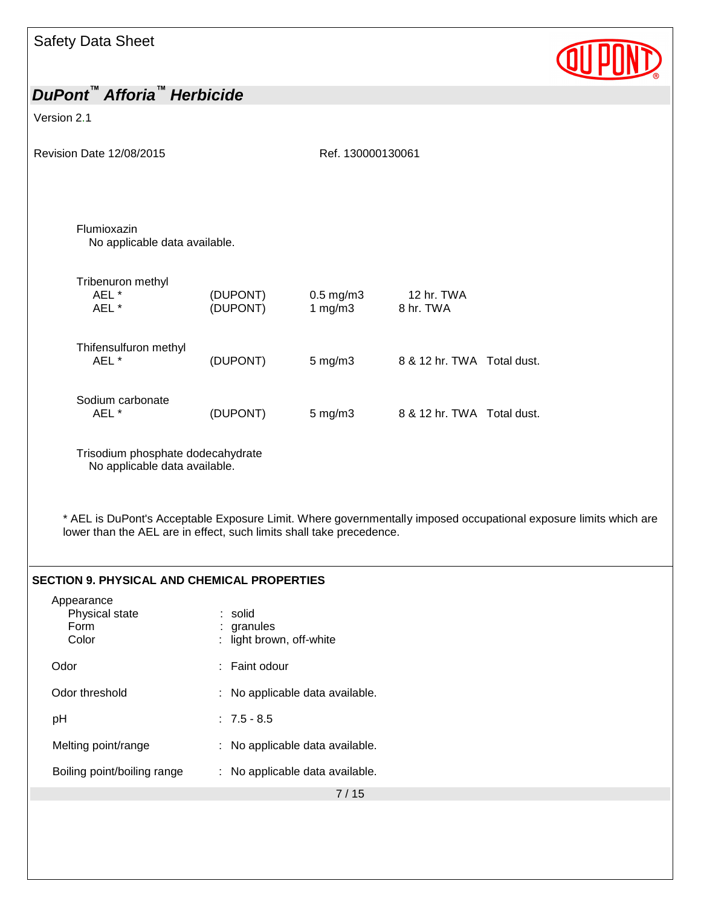Flumioxazin
No applicable data available.

| Component | Type | Source | Value | Time | Remarks |
|---|---|---|---|---|---|
| Tribenuron methyl | AEL * | (DUPONT) | 0.5 mg/m3 | 12 hr. TWA | |
| | AEL * | (DUPONT) | 1 mg/m3 | 8 hr. TWA | |
| Thifensulfuron methyl | AEL * | (DUPONT) | 5 mg/m3 | 8 & 12 hr. TWA | Total dust. |
| Sodium carbonate | AEL * | (DUPONT) | 5 mg/m3 | 8 & 12 hr. TWA | Total dust. |

Trisodium phosphate dodecahydrate
No applicable data available.

* AEL is DuPont's Acceptable Exposure Limit. Where governmentally imposed occupational exposure limits which are lower than the AEL are in effect, such limits shall take precedence.

## SECTION 9. PHYSICAL AND CHEMICAL PROPERTIES

Appearance
- Physical state : solid
- Form : granules
- Color : light brown, off-white

Odor : Faint odour

Odor threshold : No applicable data available.

pH : 7.5 - 8.5

Melting point/range : No applicable data available.

Boiling point/boiling range : No applicable data available.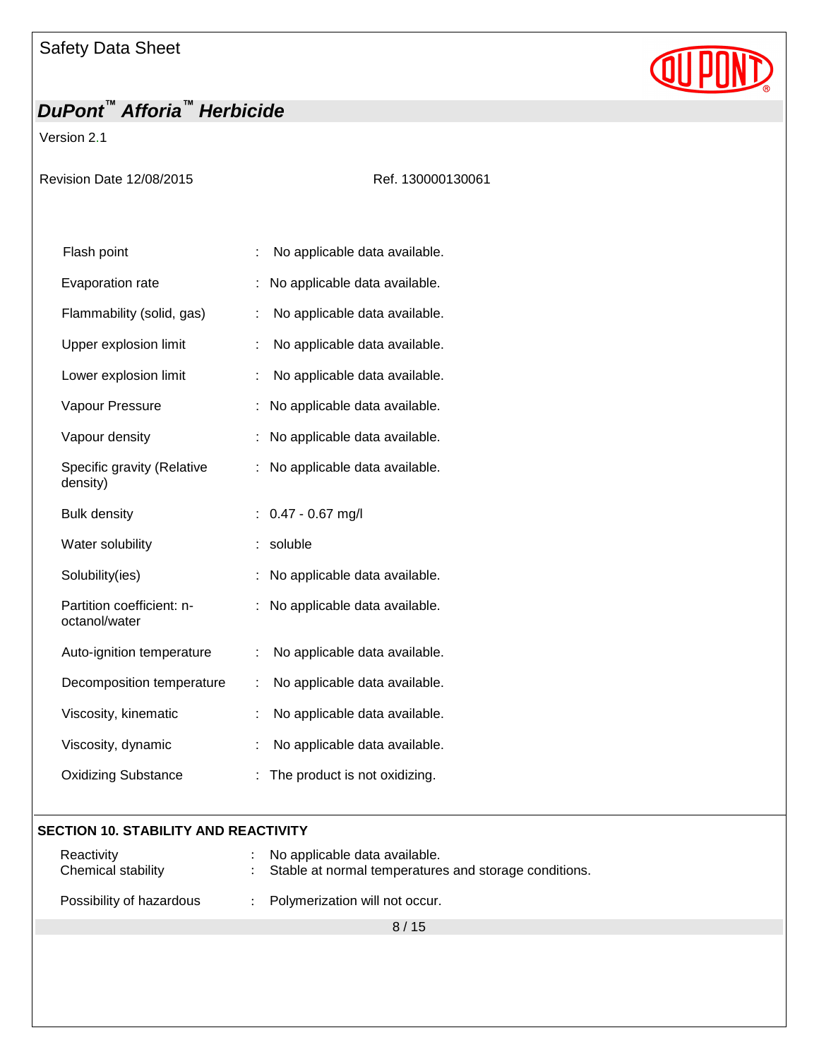| | | |
|---|---|---|
| Flash point | : | No applicable data available. |
| Evaporation rate | : | No applicable data available. |
| Flammability (solid, gas) | : | No applicable data available. |
| Upper explosion limit | : | No applicable data available. |
| Lower explosion limit | : | No applicable data available. |
| Vapour Pressure | : | No applicable data available. |
| Vapour density | : | No applicable data available. |
| Specific gravity (Relative density) | : | No applicable data available. |
| Bulk density | : | 0.47 - 0.67 mg/l |
| Water solubility | : | soluble |
| Solubility(ies) | : | No applicable data available. |
| Partition coefficient: n-octanol/water | : | No applicable data available. |
| Auto-ignition temperature | : | No applicable data available. |
| Decomposition temperature | : | No applicable data available. |
| Viscosity, kinematic | : | No applicable data available. |
| Viscosity, dynamic | : | No applicable data available. |
| Oxidizing Substance | : | The product is not oxidizing. |

## SECTION 10. STABILITY AND REACTIVITY

| | | |
|---|---|---|
| Reactivity | : | No applicable data available. |
| Chemical stability | : | Stable at normal temperatures and storage conditions. |
| Possibility of hazardous | : | Polymerization will not occur. |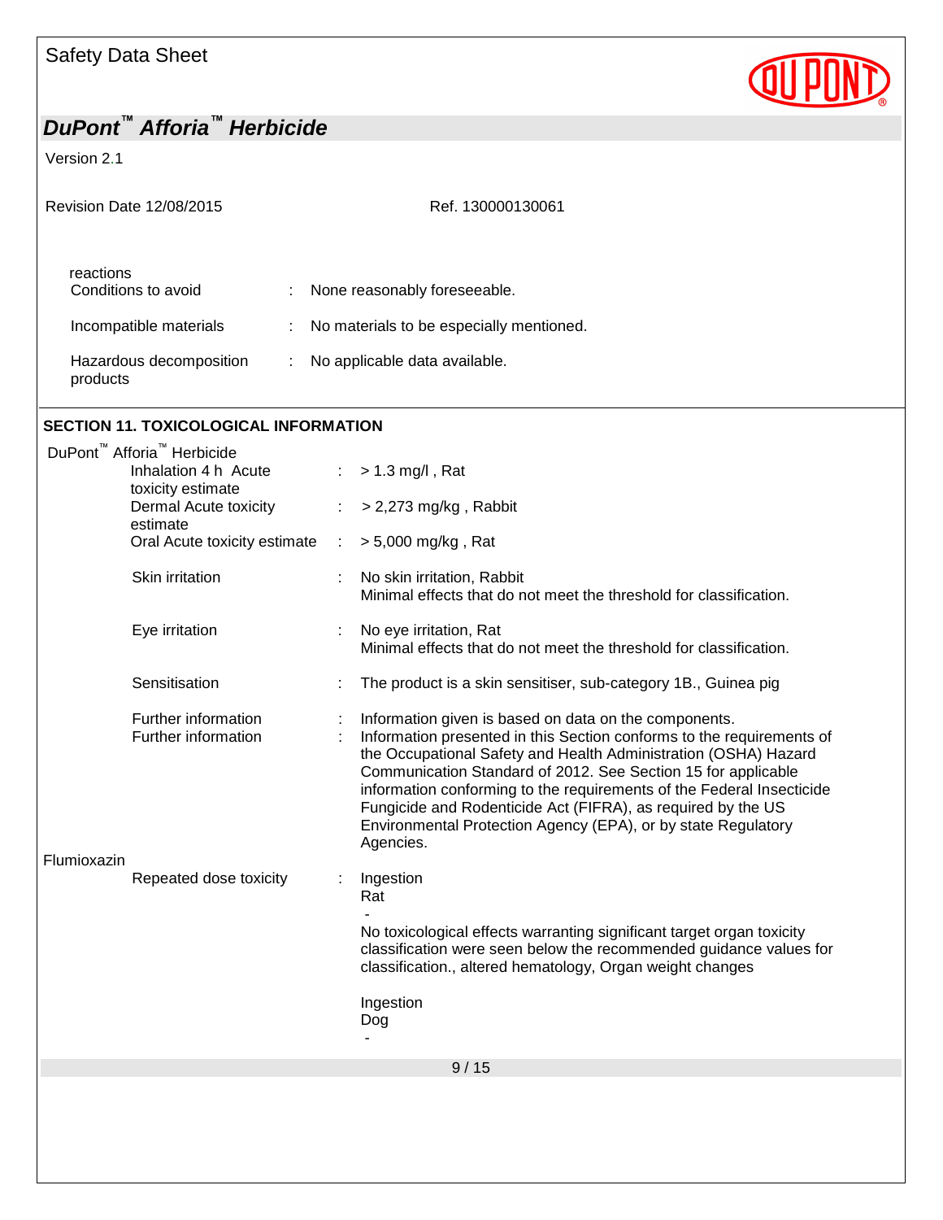reactions

| | | |
|---|---|---|
| Conditions to avoid | : | None reasonably foreseeable. |
| Incompatible materials | : | No materials to be especially mentioned. |
| Hazardous decomposition products | : | No applicable data available. |

## SECTION 11. TOXICOLOGICAL INFORMATION

DuPont™ Afforia™ Herbicide

| | | |
|---|---|---|
| Inhalation 4 h Acute toxicity estimate | : | > 1.3 mg/l , Rat |
| Dermal Acute toxicity estimate | : | > 2,273 mg/kg , Rabbit |
| Oral Acute toxicity estimate | : | > 5,000 mg/kg , Rat |
| Skin irritation | : | No skin irritation, Rabbit<br>Minimal effects that do not meet the threshold for classification. |
| Eye irritation | : | No eye irritation, Rat<br>Minimal effects that do not meet the threshold for classification. |
| Sensitisation | : | The product is a skin sensitiser, sub-category 1B., Guinea pig |
| Further information | : | Information given is based on data on the components. |
| Further information | : | Information presented in this Section conforms to the requirements of the Occupational Safety and Health Administration (OSHA) Hazard Communication Standard of 2012. See Section 15 for applicable information conforming to the requirements of the Federal Insecticide Fungicide and Rodenticide Act (FIFRA), as required by the US Environmental Protection Agency (EPA), or by state Regulatory Agencies. |

Flumioxazin

| | | |
|---|---|---|
| Repeated dose toxicity | : | Ingestion<br>Rat<br>-<br>No toxicological effects warranting significant target organ toxicity classification were seen below the recommended guidance values for classification., altered hematology, Organ weight changes<br><br>Ingestion<br>Dog<br>- |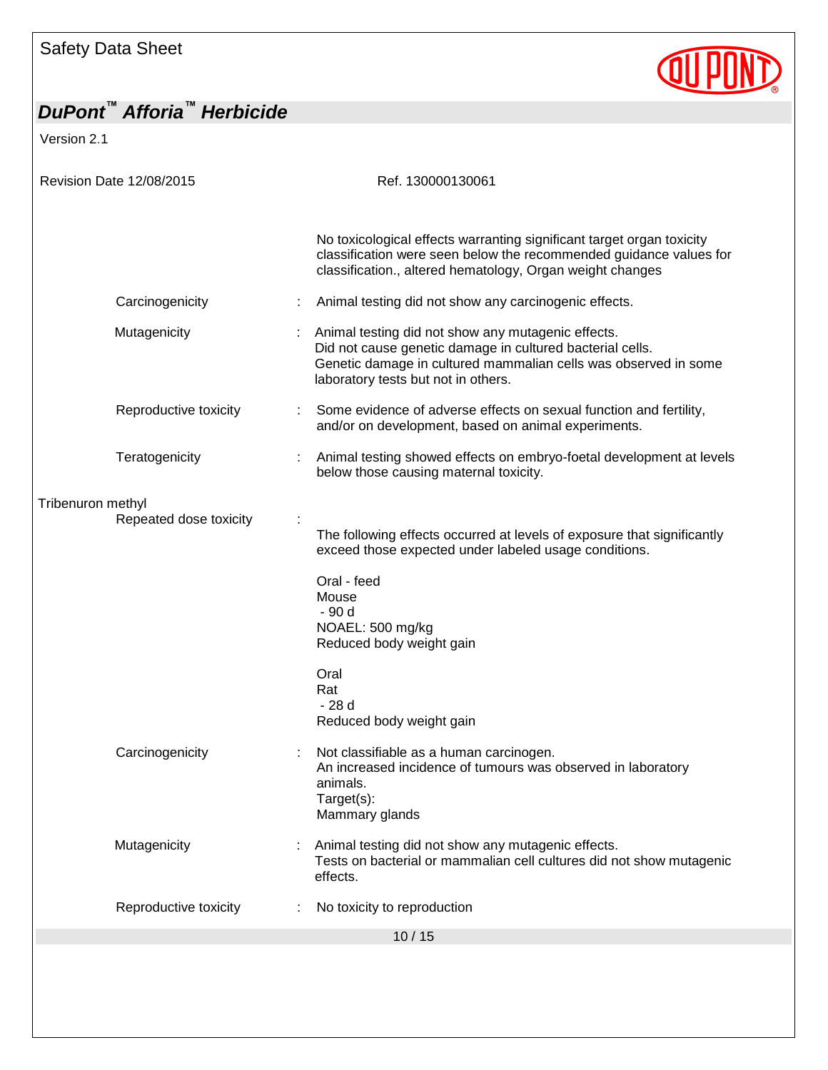No toxicological effects warranting significant target organ toxicity classification were seen below the recommended guidance values for classification., altered hematology, Organ weight changes

| | | |
|---|---|---|
| Carcinogenicity | : | Animal testing did not show any carcinogenic effects. |
| Mutagenicity | : | Animal testing did not show any mutagenic effects.<br>Did not cause genetic damage in cultured bacterial cells.<br>Genetic damage in cultured mammalian cells was observed in some laboratory tests but not in others. |
| Reproductive toxicity | : | Some evidence of adverse effects on sexual function and fertility, and/or on development, based on animal experiments. |
| Teratogenicity | : | Animal testing showed effects on embryo-foetal development at levels below those causing maternal toxicity. |

Tribenuron methyl

| | | |
|---|---|---|
| Repeated dose toxicity | : | The following effects occurred at levels of exposure that significantly exceed those expected under labeled usage conditions.<br><br>Oral - feed<br>Mouse<br>- 90 d<br>NOAEL: 500 mg/kg<br>Reduced body weight gain<br><br>Oral<br>Rat<br>- 28 d<br>Reduced body weight gain |
| Carcinogenicity | : | Not classifiable as a human carcinogen.<br>An increased incidence of tumours was observed in laboratory animals.<br>Target(s):<br>Mammary glands |
| Mutagenicity | : | Animal testing did not show any mutagenic effects.<br>Tests on bacterial or mammalian cell cultures did not show mutagenic effects. |
| Reproductive toxicity | : | No toxicity to reproduction |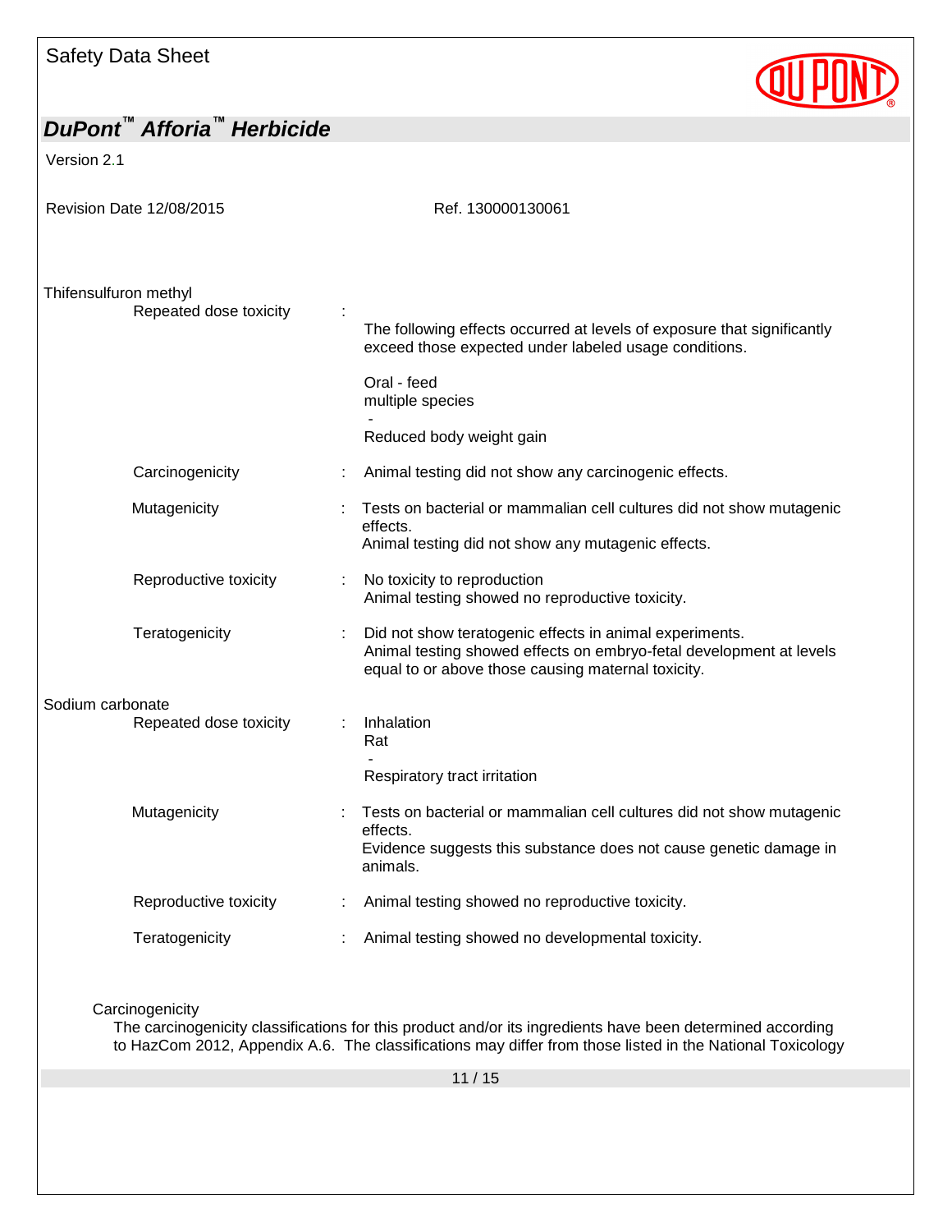**Thifensulfuron methyl**

| | | |
|---|---|---|
| Repeated dose toxicity | : | The following effects occurred at levels of exposure that significantly exceed those expected under labeled usage conditions.<br><br>Oral - feed<br>multiple species<br>-<br>Reduced body weight gain |
| Carcinogenicity | : | Animal testing did not show any carcinogenic effects. |
| Mutagenicity | : | Tests on bacterial or mammalian cell cultures did not show mutagenic effects.<br>Animal testing did not show any mutagenic effects. |
| Reproductive toxicity | : | No toxicity to reproduction<br>Animal testing showed no reproductive toxicity. |
| Teratogenicity | : | Did not show teratogenic effects in animal experiments.<br>Animal testing showed effects on embryo-fetal development at levels equal to or above those causing maternal toxicity. |

**Sodium carbonate**

| | | |
|---|---|---|
| Repeated dose toxicity | : | Inhalation<br>Rat<br>-<br>Respiratory tract irritation |
| Mutagenicity | : | Tests on bacterial or mammalian cell cultures did not show mutagenic effects.<br>Evidence suggests this substance does not cause genetic damage in animals. |
| Reproductive toxicity | : | Animal testing showed no reproductive toxicity. |
| Teratogenicity | : | Animal testing showed no developmental toxicity. |

**Carcinogenicity**

The carcinogenicity classifications for this product and/or its ingredients have been determined according to HazCom 2012, Appendix A.6. The classifications may differ from those listed in the National Toxicology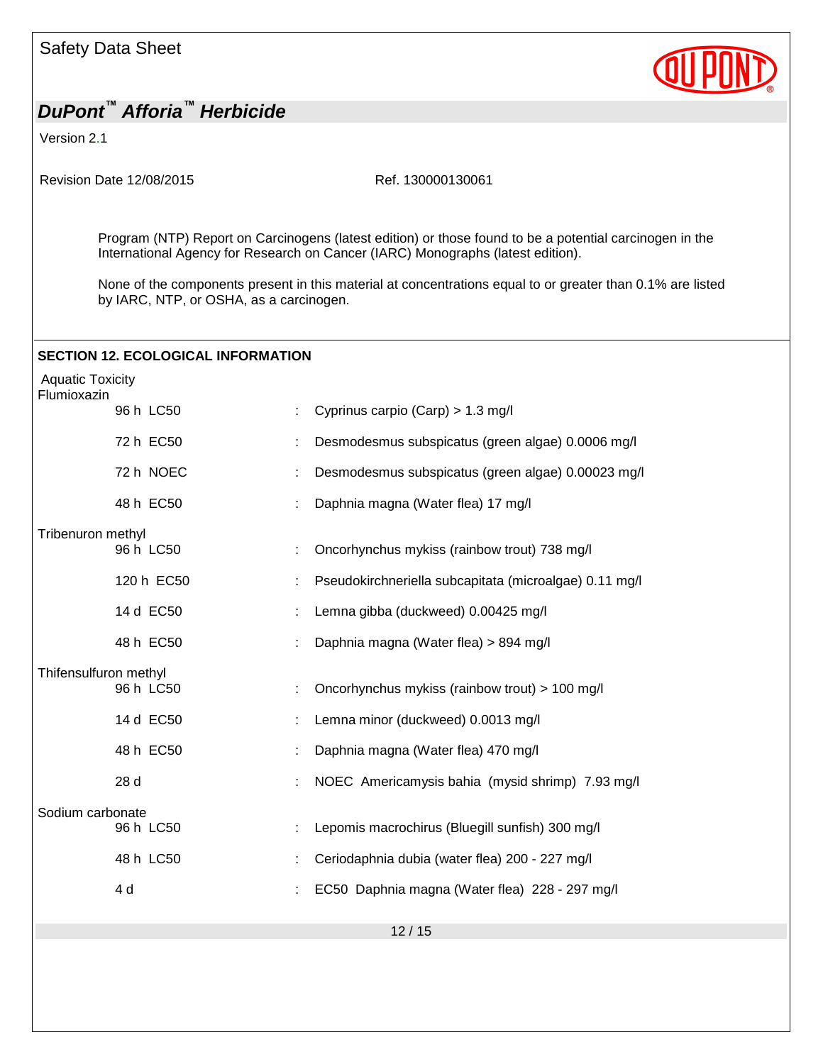Program (NTP) Report on Carcinogens (latest edition) or those found to be a potential carcinogen in the International Agency for Research on Cancer (IARC) Monographs (latest edition).

None of the components present in this material at concentrations equal to or greater than 0.1% are listed by IARC, NTP, or OSHA, as a carcinogen.

## SECTION 12. ECOLOGICAL INFORMATION

Aquatic Toxicity

Flumioxazin

| | | |
|---|---|---|
| 96 h LC50 | : | Cyprinus carpio (Carp) > 1.3 mg/l |
| 72 h EC50 | : | Desmodesmus subspicatus (green algae) 0.0006 mg/l |
| 72 h NOEC | : | Desmodesmus subspicatus (green algae) 0.00023 mg/l |
| 48 h EC50 | : | Daphnia magna (Water flea) 17 mg/l |

Tribenuron methyl

| | | |
|---|---|---|
| 96 h LC50 | : | Oncorhynchus mykiss (rainbow trout) 738 mg/l |
| 120 h EC50 | : | Pseudokirchneriella subcapitata (microalgae) 0.11 mg/l |
| 14 d EC50 | : | Lemna gibba (duckweed) 0.00425 mg/l |
| 48 h EC50 | : | Daphnia magna (Water flea) > 894 mg/l |

Thifensulfuron methyl

| | | |
|---|---|---|
| 96 h LC50 | : | Oncorhynchus mykiss (rainbow trout) > 100 mg/l |
| 14 d EC50 | : | Lemna minor (duckweed) 0.0013 mg/l |
| 48 h EC50 | : | Daphnia magna (Water flea) 470 mg/l |
| 28 d | : | NOEC Americamysis bahia (mysid shrimp) 7.93 mg/l |

Sodium carbonate

| | | |
|---|---|---|
| 96 h LC50 | : | Lepomis macrochirus (Bluegill sunfish) 300 mg/l |
| 48 h LC50 | : | Ceriodaphnia dubia (water flea) 200 - 227 mg/l |
| 4 d | : | EC50 Daphnia magna (Water flea) 228 - 297 mg/l |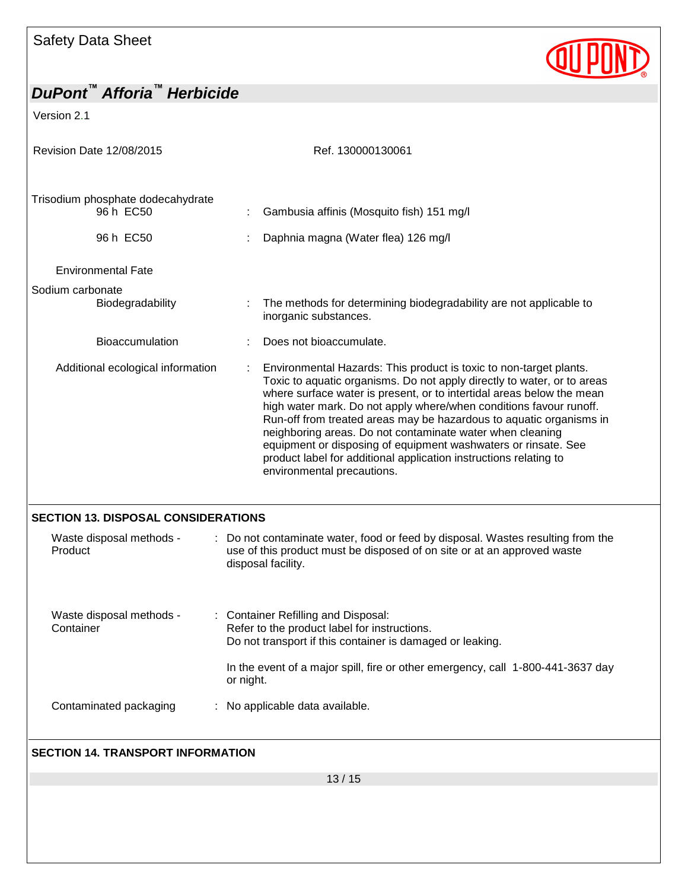Trisodium phosphate dodecahydrate

| | | |
|---|---|---|
| 96 h EC50 | : | Gambusia affinis (Mosquito fish) 151 mg/l |
| 96 h EC50 | : | Daphnia magna (Water flea) 126 mg/l |

Environmental Fate

Sodium carbonate

| | | |
|---|---|---|
| Biodegradability | : | The methods for determining biodegradability are not applicable to inorganic substances. |
| Bioaccumulation | : | Does not bioaccumulate. |

| | | |
|---|---|---|
| Additional ecological information | : | Environmental Hazards: This product is toxic to non-target plants. Toxic to aquatic organisms. Do not apply directly to water, or to areas where surface water is present, or to intertidal areas below the mean high water mark. Do not apply where/when conditions favour runoff. Run-off from treated areas may be hazardous to aquatic organisms in neighboring areas. Do not contaminate water when cleaning equipment or disposing of equipment washwaters or rinsate. See product label for additional application instructions relating to environmental precautions. |

## SECTION 13. DISPOSAL CONSIDERATIONS

| | | |
|---|---|---|
| Waste disposal methods - Product | : | Do not contaminate water, food or feed by disposal. Wastes resulting from the use of this product must be disposed of on site or at an approved waste disposal facility. |
| Waste disposal methods - Container | : | Container Refilling and Disposal: Refer to the product label for instructions. Do not transport if this container is damaged or leaking. In the event of a major spill, fire or other emergency, call 1-800-441-3637 day or night. |
| Contaminated packaging | : | No applicable data available. |

## SECTION 14. TRANSPORT INFORMATION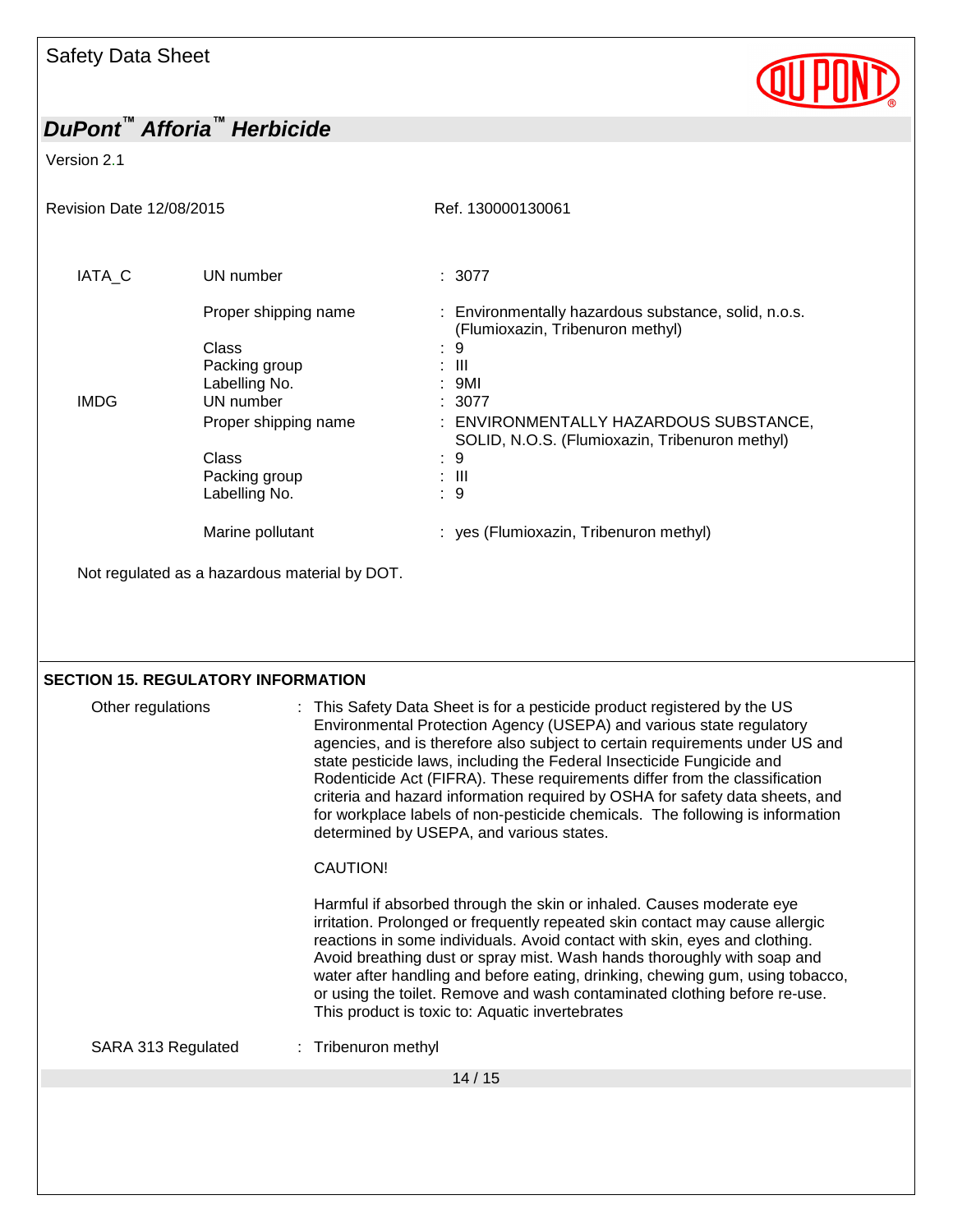| | | |
|---|---|---|
| IATA_C | UN number | : 3077 |
| | Proper shipping name | : Environmentally hazardous substance, solid, n.o.s. (Flumioxazin, Tribenuron methyl) |
| | Class | : 9 |
| | Packing group | : III |
| | Labelling No. | : 9MI |
| IMDG | UN number | : 3077 |
| | Proper shipping name | : ENVIRONMENTALLY HAZARDOUS SUBSTANCE, SOLID, N.O.S. (Flumioxazin, Tribenuron methyl) |
| | Class | : 9 |
| | Packing group | : III |
| | Labelling No. | : 9 |
| | Marine pollutant | : yes (Flumioxazin, Tribenuron methyl) |

Not regulated as a hazardous material by DOT.

## SECTION 15. REGULATORY INFORMATION

Other regulations : This Safety Data Sheet is for a pesticide product registered by the US Environmental Protection Agency (USEPA) and various state regulatory agencies, and is therefore also subject to certain requirements under US and state pesticide laws, including the Federal Insecticide Fungicide and Rodenticide Act (FIFRA). These requirements differ from the classification criteria and hazard information required by OSHA for safety data sheets, and for workplace labels of non-pesticide chemicals. The following is information determined by USEPA, and various states.

CAUTION!

Harmful if absorbed through the skin or inhaled. Causes moderate eye irritation. Prolonged or frequently repeated skin contact may cause allergic reactions in some individuals. Avoid contact with skin, eyes and clothing. Avoid breathing dust or spray mist. Wash hands thoroughly with soap and water after handling and before eating, drinking, chewing gum, using tobacco, or using the toilet. Remove and wash contaminated clothing before re-use. This product is toxic to: Aquatic invertebrates

SARA 313 Regulated : Tribenuron methyl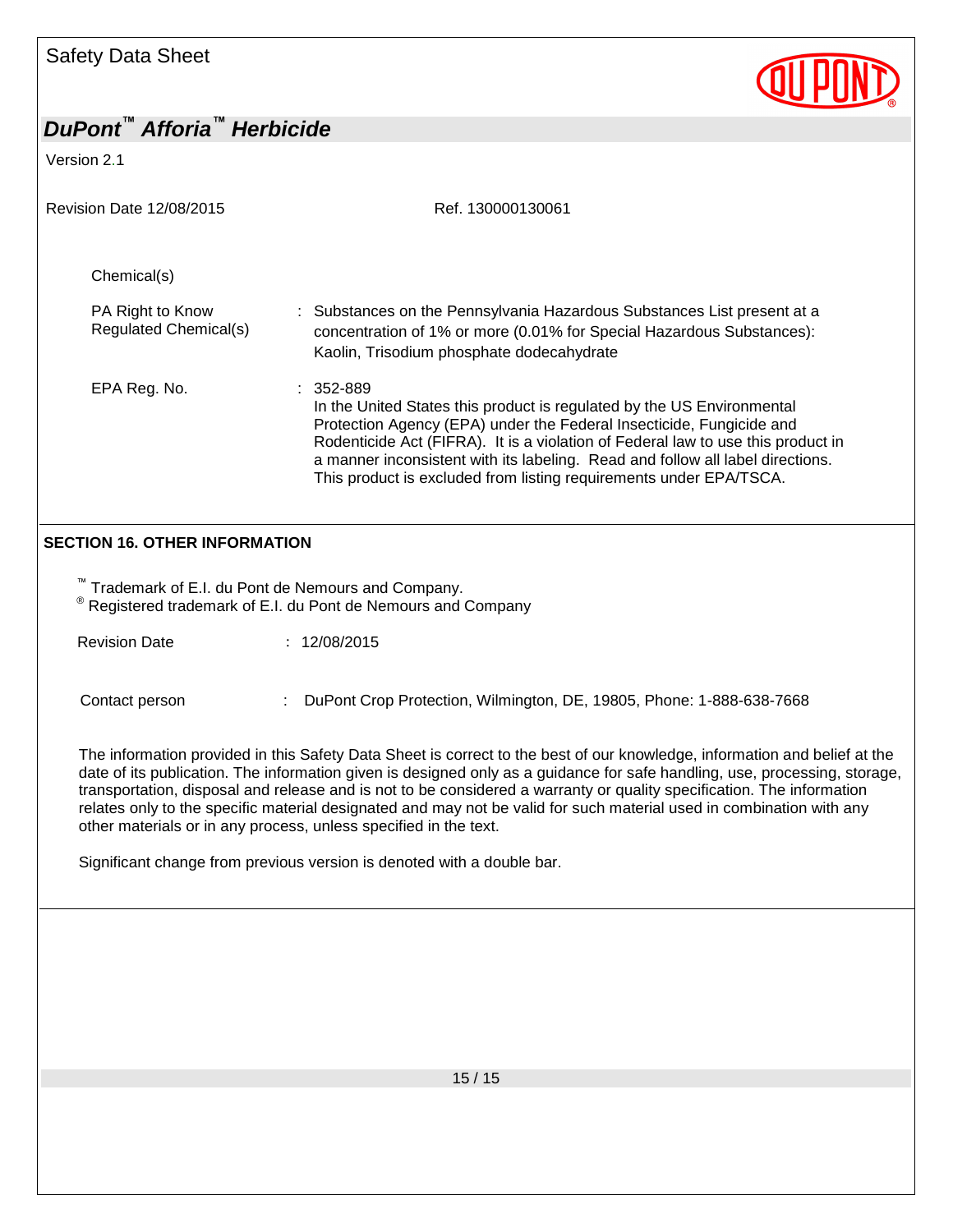Chemical(s)

PA Right to Know Regulated Chemical(s) : Substances on the Pennsylvania Hazardous Substances List present at a concentration of 1% or more (0.01% for Special Hazardous Substances): Kaolin, Trisodium phosphate dodecahydrate

EPA Reg. No. : 352-889
In the United States this product is regulated by the US Environmental Protection Agency (EPA) under the Federal Insecticide, Fungicide and Rodenticide Act (FIFRA). It is a violation of Federal law to use this product in a manner inconsistent with its labeling. Read and follow all label directions. This product is excluded from listing requirements under EPA/TSCA.

## SECTION 16. OTHER INFORMATION

™ Trademark of E.I. du Pont de Nemours and Company.
® Registered trademark of E.I. du Pont de Nemours and Company

Revision Date : 12/08/2015

Contact person : DuPont Crop Protection, Wilmington, DE, 19805, Phone: 1-888-638-7668

The information provided in this Safety Data Sheet is correct to the best of our knowledge, information and belief at the date of its publication. The information given is designed only as a guidance for safe handling, use, processing, storage, transportation, disposal and release and is not to be considered a warranty or quality specification. The information relates only to the specific material designated and may not be valid for such material used in combination with any other materials or in any process, unless specified in the text.

Significant change from previous version is denoted with a double bar.